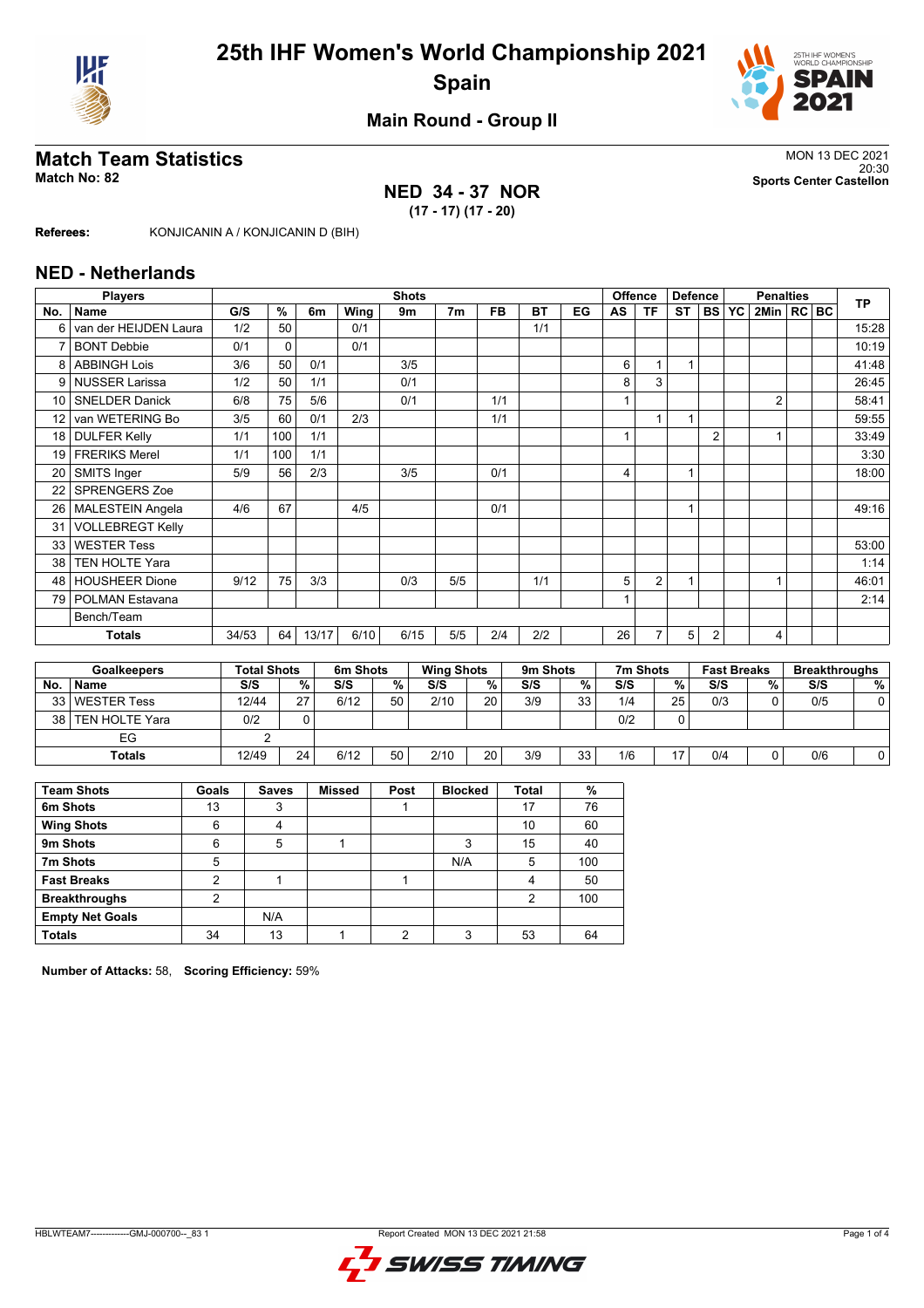# 25th IHF Women's World Championship 2021
## Spain

### Main Round - Group II

## Match Team Statistics

**Match No: 82**

MON 13 DEC 2021
20:30
**Sports Center Castellon**

### NED 34 - 37 NOR
**(17 - 17) (17 - 20)**

**Referees:** KONJICANIN A / KONJICANIN D (BIH)

## NED - Netherlands

| No. | Name | G/S | % | 6m | Wing | 9m | 7m | FB | BT | EG | AS | TF | ST | BS | YC | 2Min | RC | BC | TP |
|---|---|---|---|---|---|---|---|---|---|---|---|---|---|---|---|---|---|---|---|
| 6 | van der HEIJDEN Laura | 1/2 | 50 | | 0/1 | | | | 1/1 | | | | | | | | | | 15:28 |
| 7 | BONT Debbie | 0/1 | 0 | | 0/1 | | | | | | | | | | | | | | 10:19 |
| 8 | ABBINGH Lois | 3/6 | 50 | 0/1 | | 3/5 | | | | | 6 | 1 | 1 | | | | | | 41:48 |
| 9 | NUSSER Larissa | 1/2 | 50 | 1/1 | | 0/1 | | | | | 8 | 3 | | | | | | | 26:45 |
| 10 | SNELDER Danick | 6/8 | 75 | 5/6 | | 0/1 | | 1/1 | | | 1 | | | | | 2 | | | 58:41 |
| 12 | van WETERING Bo | 3/5 | 60 | 0/1 | 2/3 | | | 1/1 | | | | 1 | 1 | | | | | | 59:55 |
| 18 | DULFER Kelly | 1/1 | 100 | 1/1 | | | | | | | 1 | | | 2 | | 1 | | | 33:49 |
| 19 | FRERIKS Merel | 1/1 | 100 | 1/1 | | | | | | | | | | | | | | | 3:30 |
| 20 | SMITS Inger | 5/9 | 56 | 2/3 | | 3/5 | | 0/1 | | | 4 | | 1 | | | | | | 18:00 |
| 22 | SPRENGERS Zoe | | | | | | | | | | | | | | | | | | |
| 26 | MALESTEIN Angela | 4/6 | 67 | | 4/5 | | | 0/1 | | | | | 1 | | | | | | 49:16 |
| 31 | VOLLEBREGT Kelly | | | | | | | | | | | | | | | | | | |
| 33 | WESTER Tess | | | | | | | | | | | | | | | | | | 53:00 |
| 38 | TEN HOLTE Yara | | | | | | | | | | | | | | | | | | 1:14 |
| 48 | HOUSHEER Dione | 9/12 | 75 | 3/3 | | 0/3 | 5/5 | | 1/1 | | 5 | 2 | 1 | | | 1 | | | 46:01 |
| 79 | POLMAN Estavana | | | | | | | | | | 1 | | | | | | | | 2:14 |
| | Bench/Team | | | | | | | | | | | | | | | | | | |
| | **Totals** | 34/53 | 64 | 13/17 | 6/10 | 6/15 | 5/5 | 2/4 | 2/2 | | 26 | 7 | 5 | 2 | | 4 | | | |

| No. | Goalkeepers | Total Shots S/S | % | 6m Shots S/S | % | Wing Shots S/S | % | 9m Shots S/S | % | 7m Shots S/S | % | Fast Breaks S/S | % | Breakthroughs S/S | % |
|---|---|---|---|---|---|---|---|---|---|---|---|---|---|---|---|
| 33 | WESTER Tess | 12/44 | 27 | 6/12 | 50 | 2/10 | 20 | 3/9 | 33 | 1/4 | 25 | 0/3 | 0 | 0/5 | 0 |
| 38 | TEN HOLTE Yara | 0/2 | 0 | | | | | | | 0/2 | 0 | | | | |
| | EG | 2 | | | | | | | | | | | | | |
| | **Totals** | 12/49 | 24 | 6/12 | 50 | 2/10 | 20 | 3/9 | 33 | 1/6 | 17 | 0/4 | 0 | 0/6 | 0 |

| Team Shots | Goals | Saves | Missed | Post | Blocked | Total | % |
|---|---|---|---|---|---|---|---|
| 6m Shots | 13 | 3 | | 1 | | 17 | 76 |
| Wing Shots | 6 | 4 | | | | 10 | 60 |
| 9m Shots | 6 | 5 | 1 | | 3 | 15 | 40 |
| 7m Shots | 5 | | | | N/A | 5 | 100 |
| Fast Breaks | 2 | 1 | | 1 | | 4 | 50 |
| Breakthroughs | 2 | | | | | 2 | 100 |
| Empty Net Goals | | N/A | | | | | |
| **Totals** | 34 | 13 | 1 | 2 | 3 | 53 | 64 |

**Number of Attacks:** 58, **Scoring Efficiency:** 59%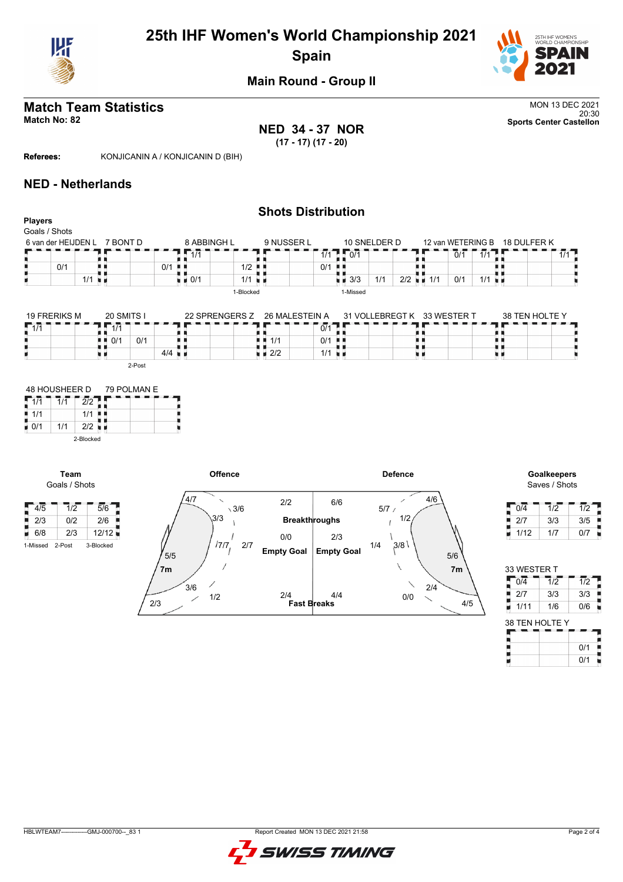# 25th IHF Women's World Championship 2021
## Spain

### Main Round - Group II

## Match Team Statistics

**Match No: 82**

MON 13 DEC 2021
20:30
**Sports Center Castellon**

**NED 34 - 37 NOR**
**(17 - 17) (17 - 20)**

**Referees:** KONJICANIN A / KONJICANIN D (BIH)

## NED - Netherlands

### Shots Distribution

**Players**
Goals / Shots

**6 van der HEIJDEN L**

| | | |
|---|---|---|
| | | |
| | 0/1 | |
| | | 1/1 |

**7 BONT D**

| | | |
|---|---|---|
| | | |
| | | 0/1 |
| | | |

**8 ABBINGH L**

| | | |
|---|---|---|
| 1/1 | | |
| | | 1/2 |
| 0/1 | | 1/1 |

1-Blocked

**9 NUSSER L**

| | | |
|---|---|---|
| | | 1/1 |
| | | 0/1 |
| | | |

**10 SNELDER D**

| | | |
|---|---|---|
| 0/1 | | |
| | | |
| 3/3 | 1/1 | 2/2 |

1-Missed

**12 van WETERING B**

| | | |
|---|---|---|
| | 0/1 | 1/1 |
| | | |
| 1/1 | 0/1 | 1/1 |

**18 DULFER K**

| | | |
|---|---|---|
| | | 1/1 |
| | | |
| | | |

**19 FRERIKS M**

| | | |
|---|---|---|
| 1/1 | | |
| | | |
| | | |

**20 SMITS I**

| | | |
|---|---|---|
| 1/1 | | |
| 0/1 | 0/1 | |
| | | 4/4 |

2-Post

**22 SPRENGERS Z**

| | | |
|---|---|---|
| | | |
| | | |
| | | |

**26 MALESTEIN A**

| | | |
|---|---|---|
| | | 0/1 |
| 1/1 | | 0/1 |
| 2/2 | | 1/1 |

**31 VOLLEBREGT K**

| | | |
|---|---|---|
| | | |
| | | |
| | | |

**33 WESTER T**

| | | |
|---|---|---|
| | | |
| | | |
| | | |

**38 TEN HOLTE Y**

| | | |
|---|---|---|
| | | |
| | | |
| | | |

**48 HOUSHEER D**

| | | |
|---|---|---|
| 1/1 | 1/1 | 2/2 |
| 1/1 | | 1/1 |
| 0/1 | 1/1 | 2/2 |

2-Blocked

**79 POLMAN E**

| | | |
|---|---|---|
| | | |
| | | |
| | | |

**Team**
Goals / Shots

| | | |
|---|---|---|
| 4/5 | 1/2 | 5/6 |
| 2/3 | 0/2 | 2/6 |
| 6/8 | 2/3 | 12/12 |

1-Missed 2-Post 3-Blocked

**Offence**

- Left wing: 4/7, 5/5
- Left back: 3/6, 3/3
- Centre back: 7/7, 2/7
- 7m: 5/5
- Right back / lower: 3/6, 1/2
- Right wing: 2/3
- Breakthroughs: 2/2
- Empty Goal: 0/0
- Fast Breaks: 2/4

**Defence**

- Breakthroughs: 6/6
- Empty Goal: 2/3
- Fast Breaks: 4/4
- 5/7, 1/2, 4/6
- 1/4, 3/8
- 7m: 5/6
- 2/4, 0/0, 4/5

**Goalkeepers**
Saves / Shots

| | | |
|---|---|---|
| 0/4 | 1/2 | 1/2 |
| 2/7 | 3/3 | 3/5 |
| 1/12 | 1/7 | 0/7 |

**33 WESTER T**

| | | |
|---|---|---|
| 0/4 | 1/2 | 1/2 |
| 2/7 | 3/3 | 3/3 |
| 1/11 | 1/6 | 0/6 |

**38 TEN HOLTE Y**

| | | |
|---|---|---|
| | | |
| | | 0/1 |
| | | 0/1 |

HBLWTEAM7--------------GMJ-000700--_83 1 Report Created MON 13 DEC 2021 21:58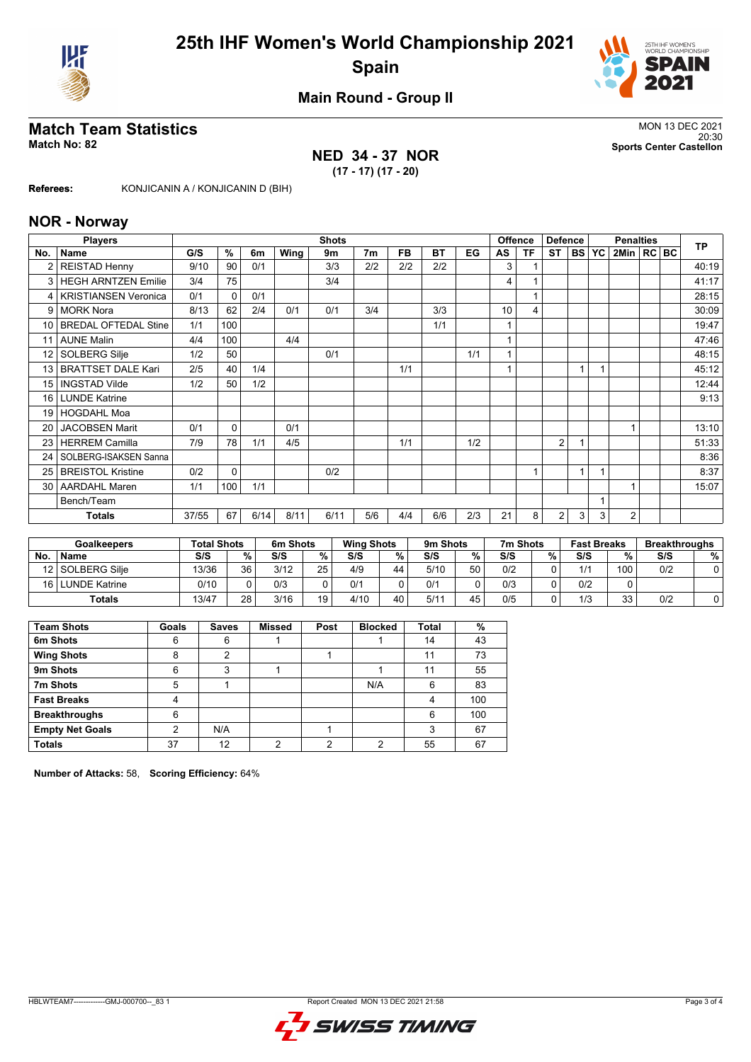# 25th IHF Women's World Championship 2021
## Spain

### Main Round - Group II

## Match Team Statistics

**Match No: 82**

MON 13 DEC 2021
20:30
**Sports Center Castellon**

### NED 34 - 37 NOR
**(17 - 17) (17 - 20)**

**Referees:** KONJICANIN A / KONJICANIN D (BIH)

## NOR - Norway

| Players | | Shots | | | | | | | | | | Offence | | Defence | | | Penalties | | | TP |
|---|---|---|---|---|---|---|---|---|---|---|---|---|---|---|---|---|---|---|---|---|
| No. | Name | G/S | % | 6m | Wing | 9m | 7m | FB | BT | EG | AS | TF | ST | BS | YC | 2Min | RC | BC | | |
| 2 | REISTAD Henny | 9/10 | 90 | 0/1 | | 3/3 | 2/2 | 2/2 | 2/2 | | 3 | 1 | | | | | | | | 40:19 |
| 3 | HEGH ARNTZEN Emilie | 3/4 | 75 | | | 3/4 | | | | | 4 | 1 | | | | | | | | 41:17 |
| 4 | KRISTIANSEN Veronica | 0/1 | 0 | 0/1 | | | | | | | | 1 | | | | | | | | 28:15 |
| 9 | MORK Nora | 8/13 | 62 | 2/4 | 0/1 | 0/1 | 3/4 | | 3/3 | | 10 | 4 | | | | | | | | 30:09 |
| 10 | BREDAL OFTEDAL Stine | 1/1 | 100 | | | | | | 1/1 | | 1 | | | | | | | | | 19:47 |
| 11 | AUNE Malin | 4/4 | 100 | | 4/4 | | | | | | 1 | | | | | | | | | 47:46 |
| 12 | SOLBERG Silje | 1/2 | 50 | | | 0/1 | | | | 1/1 | 1 | | | | | | | | | 48:15 |
| 13 | BRATTSET DALE Kari | 2/5 | 40 | 1/4 | | | | 1/1 | | | 1 | | | 1 | 1 | | | | | 45:12 |
| 15 | INGSTAD Vilde | 1/2 | 50 | 1/2 | | | | | | | | | | | | | | | | 12:44 |
| 16 | LUNDE Katrine | | | | | | | | | | | | | | | | | | | 9:13 |
| 19 | HOGDAHL Moa | | | | | | | | | | | | | | | | | | | |
| 20 | JACOBSEN Marit | 0/1 | 0 | | 0/1 | | | | | | | | | | | 1 | | | | 13:10 |
| 23 | HERREM Camilla | 7/9 | 78 | 1/1 | 4/5 | | | 1/1 | | 1/2 | | | 2 | 1 | | | | | | 51:33 |
| 24 | SOLBERG-ISAKSEN Sanna | | | | | | | | | | | | | | | | | | | 8:36 |
| 25 | BREISTOL Kristine | 0/2 | 0 | | | 0/2 | | | | | | 1 | | 1 | 1 | | | | | 8:37 |
| 30 | AARDAHL Maren | 1/1 | 100 | 1/1 | | | | | | | | | | | | 1 | | | | 15:07 |
| | Bench/Team | | | | | | | | | | | | | | 1 | | | | | |
| | **Totals** | 37/55 | 67 | 6/14 | 8/11 | 6/11 | 5/6 | 4/4 | 6/6 | 2/3 | 21 | 8 | 2 | 3 | 3 | 2 | | | | |

| Goalkeepers | | Total Shots | | 6m Shots | | Wing Shots | | 9m Shots | | 7m Shots | | Fast Breaks | | Breakthroughs | |
|---|---|---|---|---|---|---|---|---|---|---|---|---|---|---|---|
| No. | Name | S/S | % | S/S | % | S/S | % | S/S | % | S/S | % | S/S | % | S/S | % |
| 12 | SOLBERG Silje | 13/36 | 36 | 3/12 | 25 | 4/9 | 44 | 5/10 | 50 | 0/2 | 0 | 1/1 | 100 | 0/2 | 0 |
| 16 | LUNDE Katrine | 0/10 | 0 | 0/3 | 0 | 0/1 | 0 | 0/1 | 0 | 0/3 | 0 | 0/2 | 0 | | |
| | **Totals** | 13/47 | 28 | 3/16 | 19 | 4/10 | 40 | 5/11 | 45 | 0/5 | 0 | 1/3 | 33 | 0/2 | 0 |

| Team Shots | Goals | Saves | Missed | Post | Blocked | Total | % |
|---|---|---|---|---|---|---|---|
| **6m Shots** | 6 | 6 | 1 | | 1 | 14 | 43 |
| **Wing Shots** | 8 | 2 | | 1 | | 11 | 73 |
| **9m Shots** | 6 | 3 | 1 | | 1 | 11 | 55 |
| **7m Shots** | 5 | 1 | | | N/A | 6 | 83 |
| **Fast Breaks** | 4 | | | | | 4 | 100 |
| **Breakthroughs** | 6 | | | | | 6 | 100 |
| **Empty Net Goals** | 2 | N/A | | 1 | | 3 | 67 |
| **Totals** | 37 | 12 | 2 | 2 | 2 | 55 | 67 |

**Number of Attacks:** 58, **Scoring Efficiency:** 64%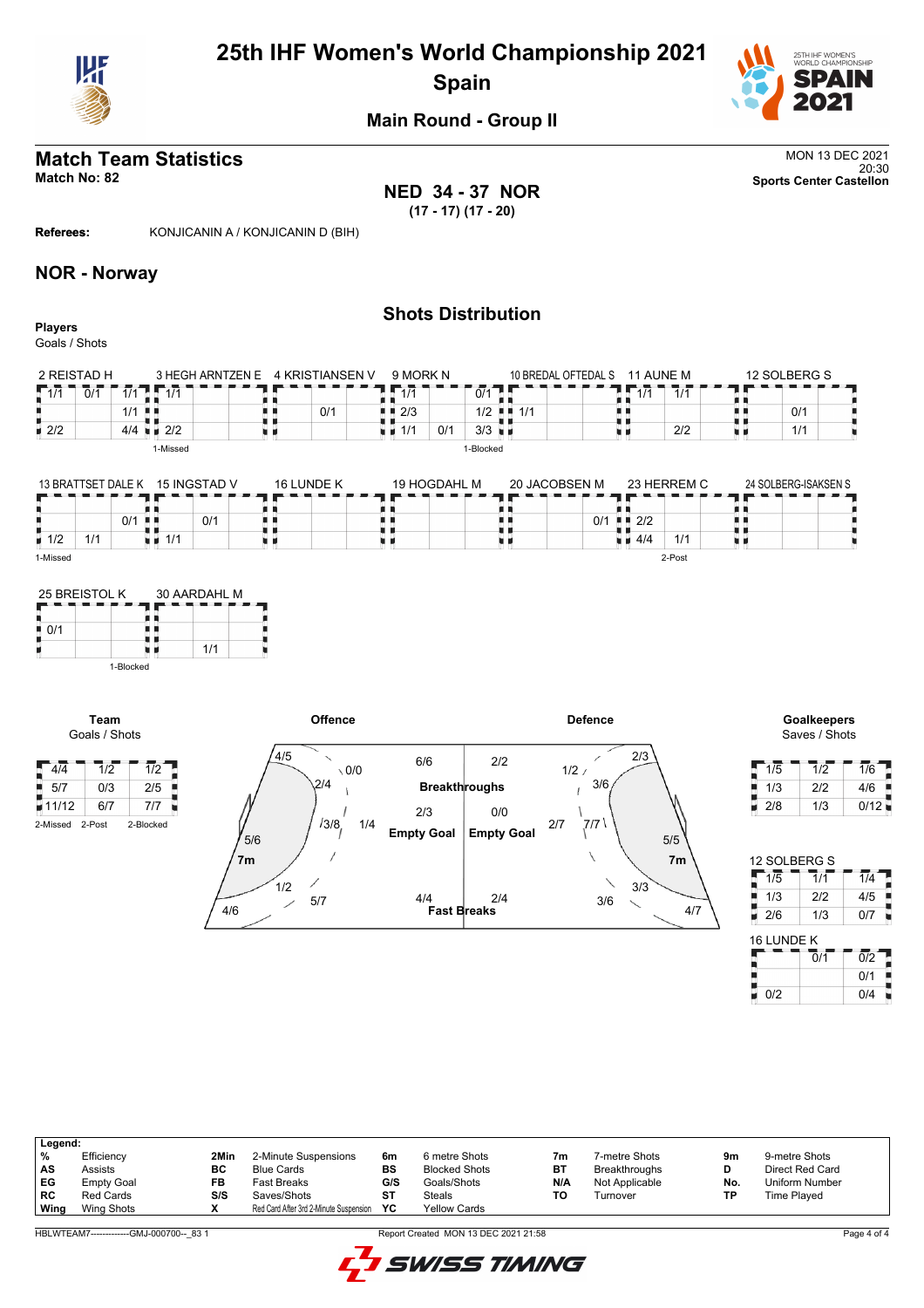# 25th IHF Women's World Championship 2021

## Spain

### Main Round - Group II

## Match Team Statistics

**Match No: 82**

MON 13 DEC 2021
20:30
Sports Center Castellon

**NED 34 - 37 NOR**
**(17 - 17) (17 - 20)**

**Referees:** KONJICANIN A / KONJICANIN D (BIH)

## NOR - Norway

### Shots Distribution

**Players**
Goals / Shots

**2 REISTAD H**

| | | |
|---|---|---|
| 1/1 | 0/1 | 1/1 |
| | | 1/1 |
| 2/2 | | 4/4 |

**3 HEGH ARNTZEN E**

| | | |
|---|---|---|
| 1/1 | | |
| | | |
| 2/2 | | |

1-Missed

**4 KRISTIANSEN V**

| | | |
|---|---|---|
| | | |
| | 0/1 | |
| | | |

**9 MORK N**

| | | |
|---|---|---|
| 1/1 | | 0/1 |
| 2/3 | | 1/2 |
| 1/1 | 0/1 | 3/3 |

1-Blocked

**10 BREDAL OFTEDAL S**

| | | |
|---|---|---|
| | | |
| 1/1 | | |
| | | |

**11 AUNE M**

| | | |
|---|---|---|
| 1/1 | 1/1 | |
| | | |
| | 2/2 | |

**12 SOLBERG S**

| | | |
|---|---|---|
| | | |
| | 0/1 | |
| | 1/1 | |

**13 BRATTSET DALE K**

| | | |
|---|---|---|
| | | |
| | | 0/1 |
| 1/2 | 1/1 | |

1-Missed

**15 INGSTAD V**

| | | |
|---|---|---|
| | | |
| | 0/1 | |
| 1/1 | | |

**16 LUNDE K**

| | | |
|---|---|---|
| | | |
| | | |
| | | |

**19 HOGDAHL M**

| | | |
|---|---|---|
| | | |
| | | |
| | | |

**20 JACOBSEN M**

| | | |
|---|---|---|
| | | |
| | | 0/1 |
| | | |

**23 HERREM C**

| | | |
|---|---|---|
| | | |
| 2/2 | | |
| 4/4 | 1/1 | |

2-Post

**24 SOLBERG-ISAKSEN S**

| | | |
|---|---|---|
| | | |
| | | |
| | | |

**25 BREISTOL K**

| | | |
|---|---|---|
| | | |
| 0/1 | | |
| | | |

1-Blocked

**30 AARDAHL M**

| | | |
|---|---|---|
| | | |
| | | |
| | 1/1 | |

**Team**
Goals / Shots

| | | |
|---|---|---|
| 4/4 | 1/2 | 1/2 |
| 5/7 | 0/3 | 2/5 |
| 11/12 | 6/7 | 7/7 |

2-Missed 2-Post 2-Blocked

**Offence**

4/5
0/0
2/4
3/8
1/4
5/6
7m
1/2
5/7
4/6

Breakthroughs: 6/6 | 2/2
Empty Goal: 2/3 | 0/0
Fast Breaks: 4/4 | 2/4

**Defence**

1/2
2/3
3/6
2/7
7/7
5/5
7m
3/3
3/6
4/7

**Goalkeepers**
Saves / Shots

| | | |
|---|---|---|
| 1/5 | 1/2 | 1/6 |
| 1/3 | 2/2 | 4/6 |
| 2/8 | 1/3 | 0/12 |

**12 SOLBERG S**

| | | |
|---|---|---|
| 1/5 | 1/1 | 1/4 |
| 1/3 | 2/2 | 4/5 |
| 2/6 | 1/3 | 0/7 |

**16 LUNDE K**

| | | |
|---|---|---|
| | 0/1 | 0/2 |
| | | 0/1 |
| 0/2 | | 0/4 |

**Legend:**

| | | | | | | | | | |
|---|---|---|---|---|---|---|---|---|---|
| % | Efficiency | 2Min | 2-Minute Suspensions | 6m | 6 metre Shots | 7m | 7-metre Shots | 9m | 9-metre Shots |
| AS | Assists | BC | Blue Cards | BS | Blocked Shots | BT | Breakthroughs | D | Direct Red Card |
| EG | Empty Goal | FB | Fast Breaks | G/S | Goals/Shots | N/A | Not Applicable | No. | Uniform Number |
| RC | Red Cards | S/S | Saves/Shots | ST | Steals | TO | Turnover | TP | Time Played |
| Wing | Wing Shots | X | Red Card After 3rd 2-Minute Suspension | YC | Yellow Cards | | | | |

HBLWTEAM7--------------GMJ-000700--_83 1 Report Created MON 13 DEC 2021 21:58